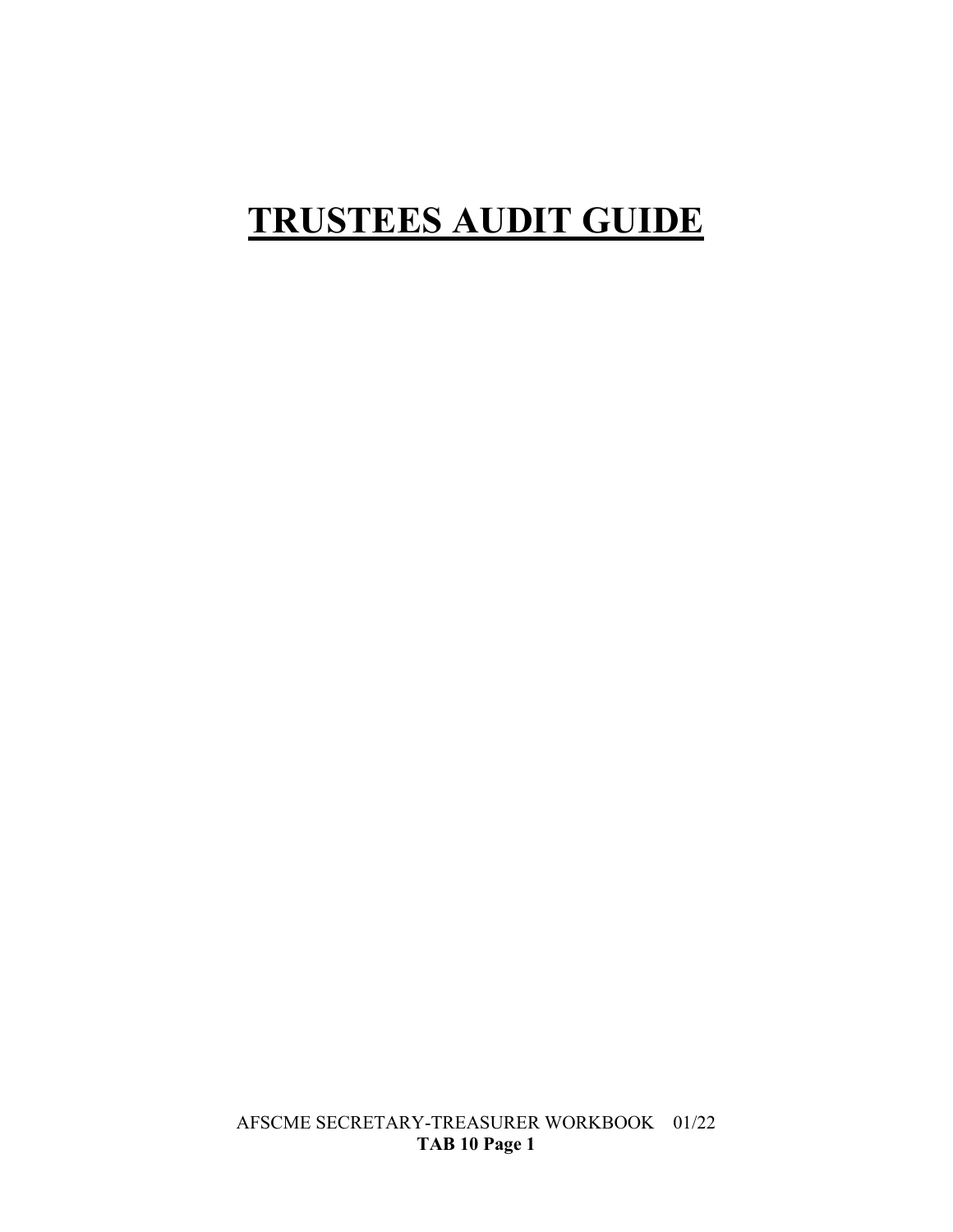# TRUSTEES AUDIT GUIDE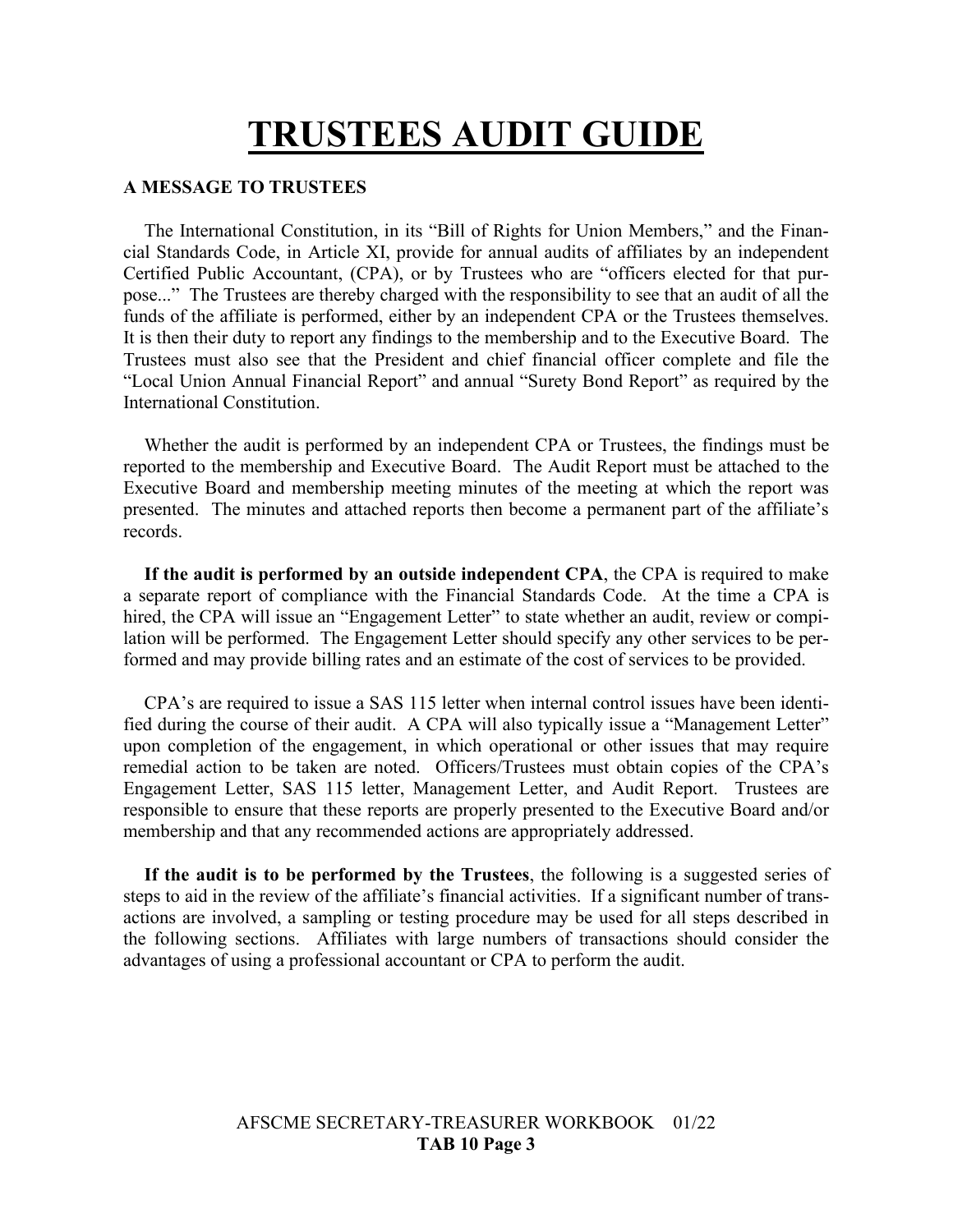# TRUSTEES AUDIT GUIDE

**A MESSAGE TO TRUSTEES**

The International Constitution, in its "Bill of Rights for Union Members," and the Financial Standards Code, in Article XI, provide for annual audits of affiliates by an independent Certified Public Accountant, (CPA), or by Trustees who are "officers elected for that purpose..." The Trustees are thereby charged with the responsibility to see that an audit of all the funds of the affiliate is performed, either by an independent CPA or the Trustees themselves. It is then their duty to report any findings to the membership and to the Executive Board. The Trustees must also see that the President and chief financial officer complete and file the "Local Union Annual Financial Report" and annual "Surety Bond Report" as required by the International Constitution.

Whether the audit is performed by an independent CPA or Trustees, the findings must be reported to the membership and Executive Board. The Audit Report must be attached to the Executive Board and membership meeting minutes of the meeting at which the report was presented. The minutes and attached reports then become a permanent part of the affiliate's records.

**If the audit is performed by an outside independent CPA**, the CPA is required to make a separate report of compliance with the Financial Standards Code. At the time a CPA is hired, the CPA will issue an "Engagement Letter" to state whether an audit, review or compilation will be performed. The Engagement Letter should specify any other services to be performed and may provide billing rates and an estimate of the cost of services to be provided.

CPA's are required to issue a SAS 115 letter when internal control issues have been identified during the course of their audit. A CPA will also typically issue a "Management Letter" upon completion of the engagement, in which operational or other issues that may require remedial action to be taken are noted. Officers/Trustees must obtain copies of the CPA's Engagement Letter, SAS 115 letter, Management Letter, and Audit Report. Trustees are responsible to ensure that these reports are properly presented to the Executive Board and/or membership and that any recommended actions are appropriately addressed.

**If the audit is to be performed by the Trustees**, the following is a suggested series of steps to aid in the review of the affiliate's financial activities. If a significant number of transactions are involved, a sampling or testing procedure may be used for all steps described in the following sections. Affiliates with large numbers of transactions should consider the advantages of using a professional accountant or CPA to perform the audit.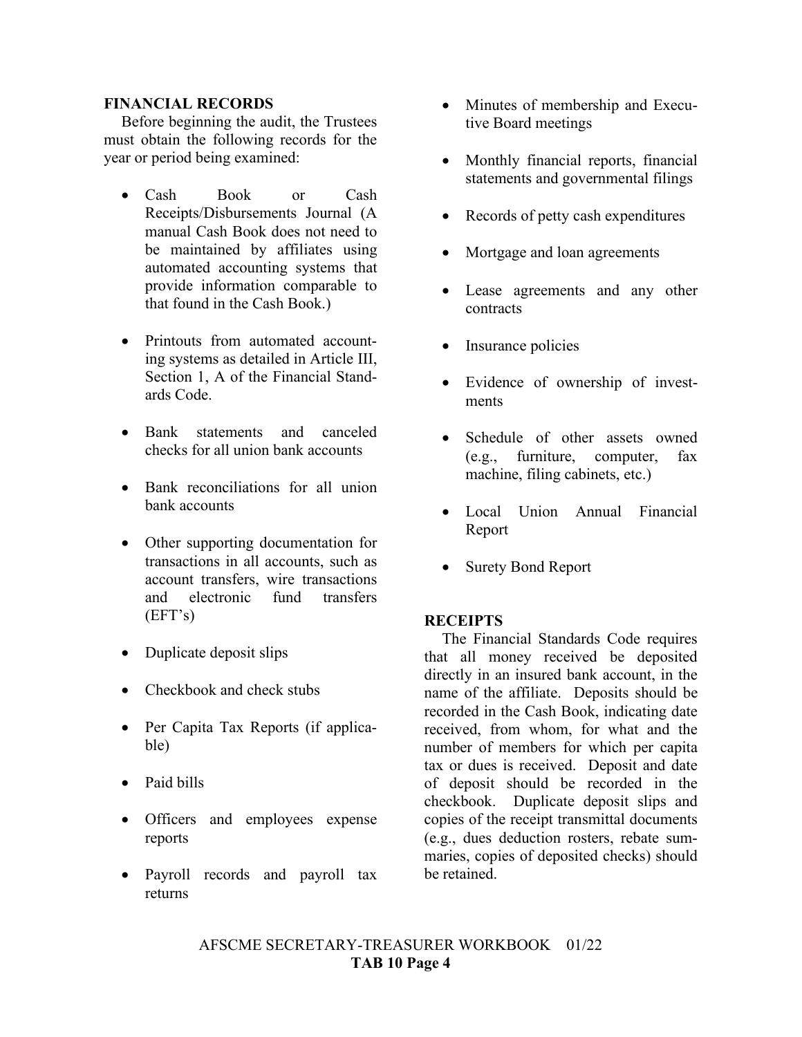## FINANCIAL RECORDS

Before beginning the audit, the Trustees must obtain the following records for the year or period being examined:

- Cash Book or Cash Receipts/Disbursements Journal (A manual Cash Book does not need to be maintained by affiliates using automated accounting systems that provide information comparable to that found in the Cash Book.)
- Printouts from automated accounting systems as detailed in Article III, Section 1, A of the Financial Standards Code.
- Bank statements and canceled checks for all union bank accounts
- Bank reconciliations for all union bank accounts
- Other supporting documentation for transactions in all accounts, such as account transfers, wire transactions and electronic fund transfers (EFT's)
- Duplicate deposit slips
- Checkbook and check stubs
- Per Capita Tax Reports (if applicable)
- Paid bills
- Officers and employees expense reports
- Payroll records and payroll tax returns
- Minutes of membership and Executive Board meetings
- Monthly financial reports, financial statements and governmental filings
- Records of petty cash expenditures
- Mortgage and loan agreements
- Lease agreements and any other contracts
- Insurance policies
- Evidence of ownership of investments
- Schedule of other assets owned (e.g., furniture, computer, fax machine, filing cabinets, etc.)
- Local Union Annual Financial Report
- Surety Bond Report

## RECEIPTS

The Financial Standards Code requires that all money received be deposited directly in an insured bank account, in the name of the affiliate. Deposits should be recorded in the Cash Book, indicating date received, from whom, for what and the number of members for which per capita tax or dues is received. Deposit and date of deposit should be recorded in the checkbook. Duplicate deposit slips and copies of the receipt transmittal documents (e.g., dues deduction rosters, rebate summaries, copies of deposited checks) should be retained.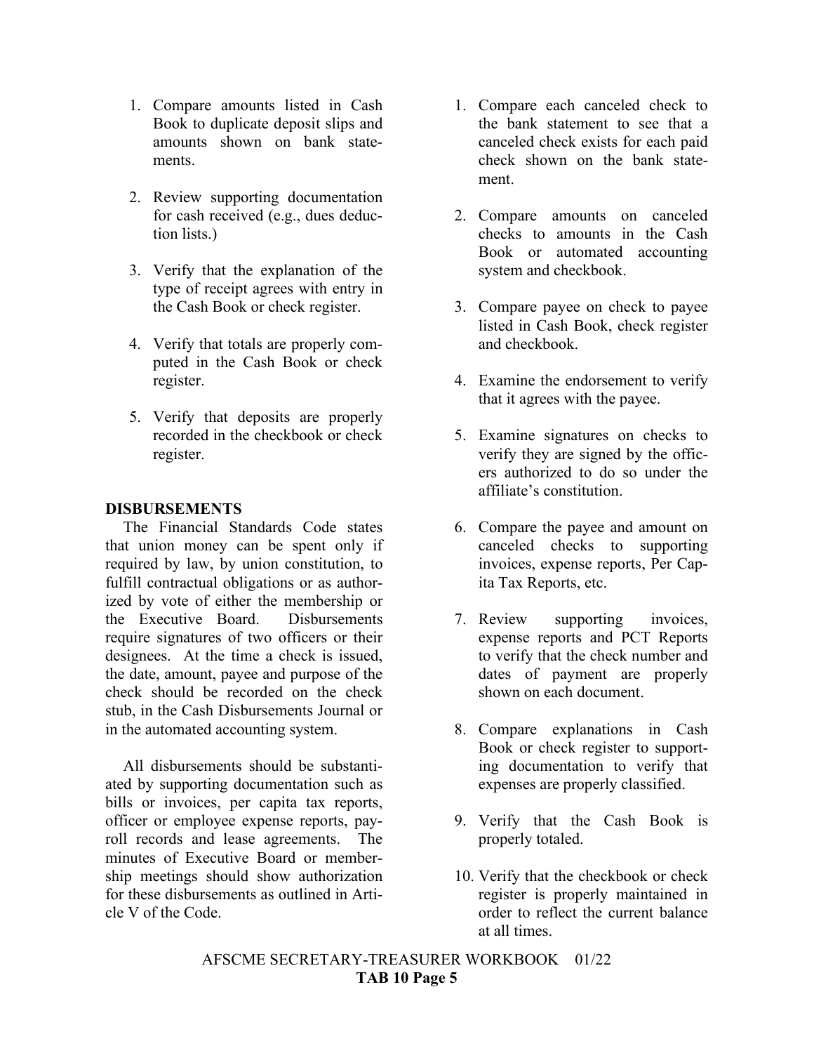1. Compare amounts listed in Cash Book to duplicate deposit slips and amounts shown on bank statements.

2. Review supporting documentation for cash received (e.g., dues deduction lists.)

3. Verify that the explanation of the type of receipt agrees with entry in the Cash Book or check register.

4. Verify that totals are properly computed in the Cash Book or check register.

5. Verify that deposits are properly recorded in the checkbook or check register.

**DISBURSEMENTS**

The Financial Standards Code states that union money can be spent only if required by law, by union constitution, to fulfill contractual obligations or as authorized by vote of either the membership or the Executive Board. Disbursements require signatures of two officers or their designees. At the time a check is issued, the date, amount, payee and purpose of the check should be recorded on the check stub, in the Cash Disbursements Journal or in the automated accounting system.

All disbursements should be substantiated by supporting documentation such as bills or invoices, per capita tax reports, officer or employee expense reports, payroll records and lease agreements. The minutes of Executive Board or membership meetings should show authorization for these disbursements as outlined in Article V of the Code.

1. Compare each canceled check to the bank statement to see that a canceled check exists for each paid check shown on the bank statement.

2. Compare amounts on canceled checks to amounts in the Cash Book or automated accounting system and checkbook.

3. Compare payee on check to payee listed in Cash Book, check register and checkbook.

4. Examine the endorsement to verify that it agrees with the payee.

5. Examine signatures on checks to verify they are signed by the officers authorized to do so under the affiliate's constitution.

6. Compare the payee and amount on canceled checks to supporting invoices, expense reports, Per Capita Tax Reports, etc.

7. Review supporting invoices, expense reports and PCT Reports to verify that the check number and dates of payment are properly shown on each document.

8. Compare explanations in Cash Book or check register to supporting documentation to verify that expenses are properly classified.

9. Verify that the Cash Book is properly totaled.

10. Verify that the checkbook or check register is properly maintained in order to reflect the current balance at all times.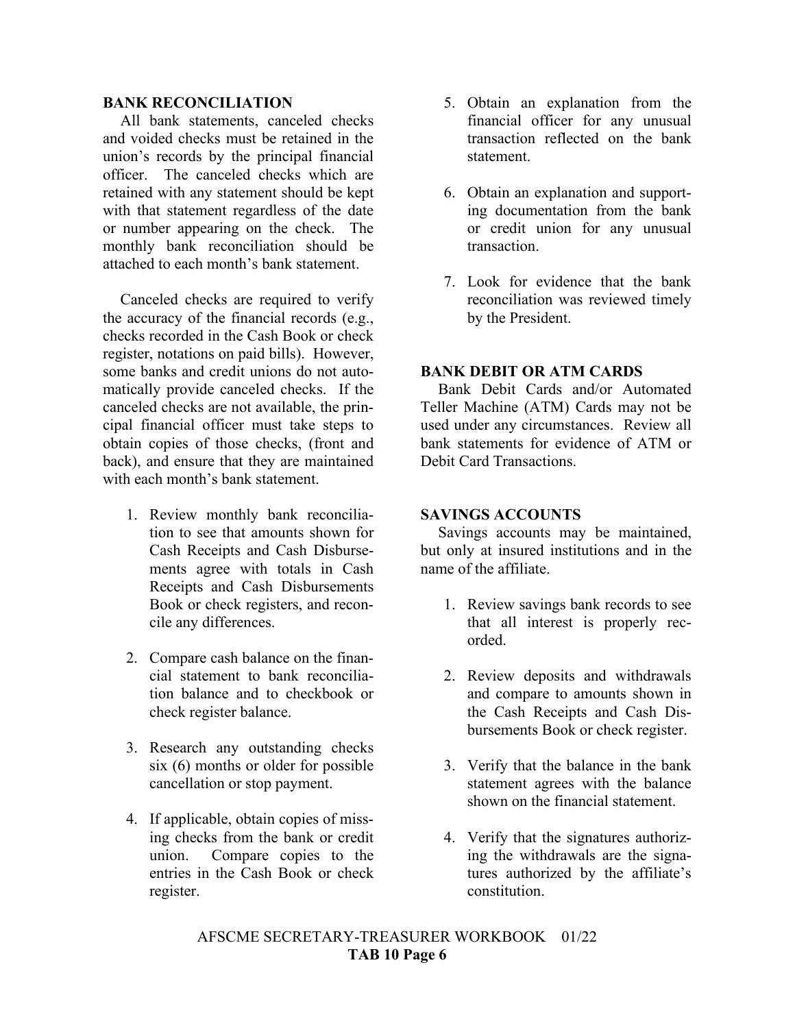## BANK RECONCILIATION

All bank statements, canceled checks and voided checks must be retained in the union's records by the principal financial officer. The canceled checks which are retained with any statement should be kept with that statement regardless of the date or number appearing on the check. The monthly bank reconciliation should be attached to each month's bank statement.

Canceled checks are required to verify the accuracy of the financial records (e.g., checks recorded in the Cash Book or check register, notations on paid bills). However, some banks and credit unions do not automatically provide canceled checks. If the canceled checks are not available, the principal financial officer must take steps to obtain copies of those checks, (front and back), and ensure that they are maintained with each month's bank statement.

1. Review monthly bank reconciliation to see that amounts shown for Cash Receipts and Cash Disbursements agree with totals in Cash Receipts and Cash Disbursements Book or check registers, and reconcile any differences.
2. Compare cash balance on the financial statement to bank reconciliation balance and to checkbook or check register balance.
3. Research any outstanding checks six (6) months or older for possible cancellation or stop payment.
4. If applicable, obtain copies of missing checks from the bank or credit union. Compare copies to the entries in the Cash Book or check register.
5. Obtain an explanation from the financial officer for any unusual transaction reflected on the bank statement.
6. Obtain an explanation and supporting documentation from the bank or credit union for any unusual transaction.
7. Look for evidence that the bank reconciliation was reviewed timely by the President.

## BANK DEBIT OR ATM CARDS

Bank Debit Cards and/or Automated Teller Machine (ATM) Cards may not be used under any circumstances. Review all bank statements for evidence of ATM or Debit Card Transactions.

## SAVINGS ACCOUNTS

Savings accounts may be maintained, but only at insured institutions and in the name of the affiliate.

1. Review savings bank records to see that all interest is properly recorded.
2. Review deposits and withdrawals and compare to amounts shown in the Cash Receipts and Cash Disbursements Book or check register.
3. Verify that the balance in the bank statement agrees with the balance shown on the financial statement.
4. Verify that the signatures authorizing the withdrawals are the signatures authorized by the affiliate's constitution.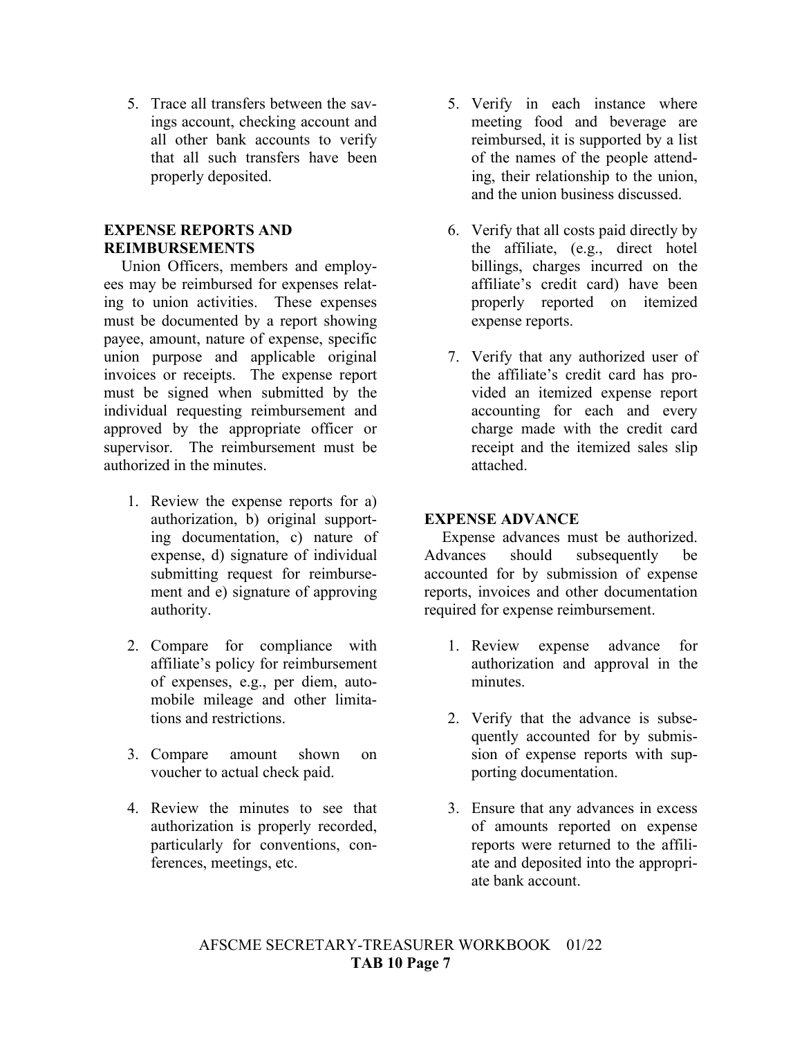5. Trace all transfers between the savings account, checking account and all other bank accounts to verify that all such transfers have been properly deposited.

**EXPENSE REPORTS AND REIMBURSEMENTS**

Union Officers, members and employees may be reimbursed for expenses relating to union activities. These expenses must be documented by a report showing payee, amount, nature of expense, specific union purpose and applicable original invoices or receipts. The expense report must be signed when submitted by the individual requesting reimbursement and approved by the appropriate officer or supervisor. The reimbursement must be authorized in the minutes.

1. Review the expense reports for a) authorization, b) original supporting documentation, c) nature of expense, d) signature of individual submitting request for reimbursement and e) signature of approving authority.

2. Compare for compliance with affiliate's policy for reimbursement of expenses, e.g., per diem, automobile mileage and other limitations and restrictions.

3. Compare amount shown on voucher to actual check paid.

4. Review the minutes to see that authorization is properly recorded, particularly for conventions, conferences, meetings, etc.

5. Verify in each instance where meeting food and beverage are reimbursed, it is supported by a list of the names of the people attending, their relationship to the union, and the union business discussed.

6. Verify that all costs paid directly by the affiliate, (e.g., direct hotel billings, charges incurred on the affiliate's credit card) have been properly reported on itemized expense reports.

7. Verify that any authorized user of the affiliate's credit card has provided an itemized expense report accounting for each and every charge made with the credit card receipt and the itemized sales slip attached.

**EXPENSE ADVANCE**

Expense advances must be authorized. Advances should subsequently be accounted for by submission of expense reports, invoices and other documentation required for expense reimbursement.

1. Review expense advance for authorization and approval in the minutes.

2. Verify that the advance is subsequently accounted for by submission of expense reports with supporting documentation.

3. Ensure that any advances in excess of amounts reported on expense reports were returned to the affiliate and deposited into the appropriate bank account.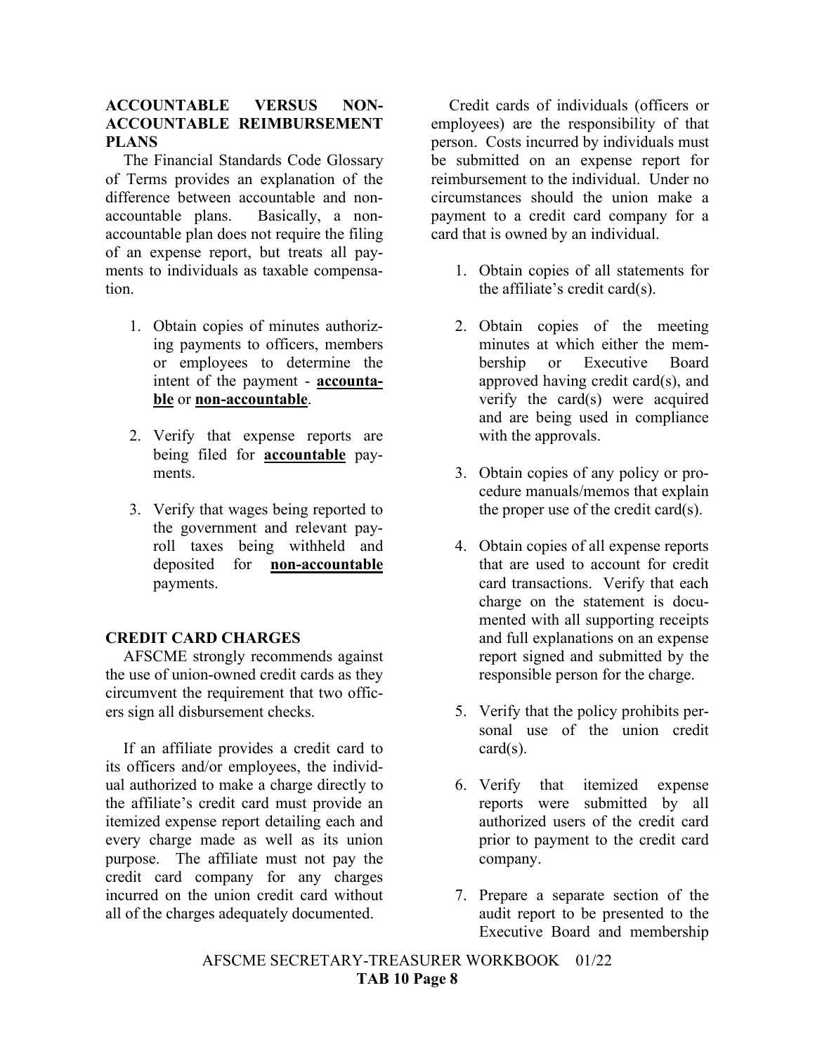## ACCOUNTABLE VERSUS NON-ACCOUNTABLE REIMBURSEMENT PLANS

The Financial Standards Code Glossary of Terms provides an explanation of the difference between accountable and non-accountable plans. Basically, a non-accountable plan does not require the filing of an expense report, but treats all payments to individuals as taxable compensation.

1. Obtain copies of minutes authorizing payments to officers, members or employees to determine the intent of the payment - **accountable** or **non-accountable**.
2. Verify that expense reports are being filed for **accountable** payments.
3. Verify that wages being reported to the government and relevant payroll taxes being withheld and deposited for **non-accountable** payments.

## CREDIT CARD CHARGES

AFSCME strongly recommends against the use of union-owned credit cards as they circumvent the requirement that two officers sign all disbursement checks.

If an affiliate provides a credit card to its officers and/or employees, the individual authorized to make a charge directly to the affiliate's credit card must provide an itemized expense report detailing each and every charge made as well as its union purpose. The affiliate must not pay the credit card company for any charges incurred on the union credit card without all of the charges adequately documented.

Credit cards of individuals (officers or employees) are the responsibility of that person. Costs incurred by individuals must be submitted on an expense report for reimbursement to the individual. Under no circumstances should the union make a payment to a credit card company for a card that is owned by an individual.

1. Obtain copies of all statements for the affiliate's credit card(s).
2. Obtain copies of the meeting minutes at which either the membership or Executive Board approved having credit card(s), and verify the card(s) were acquired and are being used in compliance with the approvals.
3. Obtain copies of any policy or procedure manuals/memos that explain the proper use of the credit card(s).
4. Obtain copies of all expense reports that are used to account for credit card transactions. Verify that each charge on the statement is documented with all supporting receipts and full explanations on an expense report signed and submitted by the responsible person for the charge.
5. Verify that the policy prohibits personal use of the union credit card(s).
6. Verify that itemized expense reports were submitted by all authorized users of the credit card prior to payment to the credit card company.
7. Prepare a separate section of the audit report to be presented to the Executive Board and membership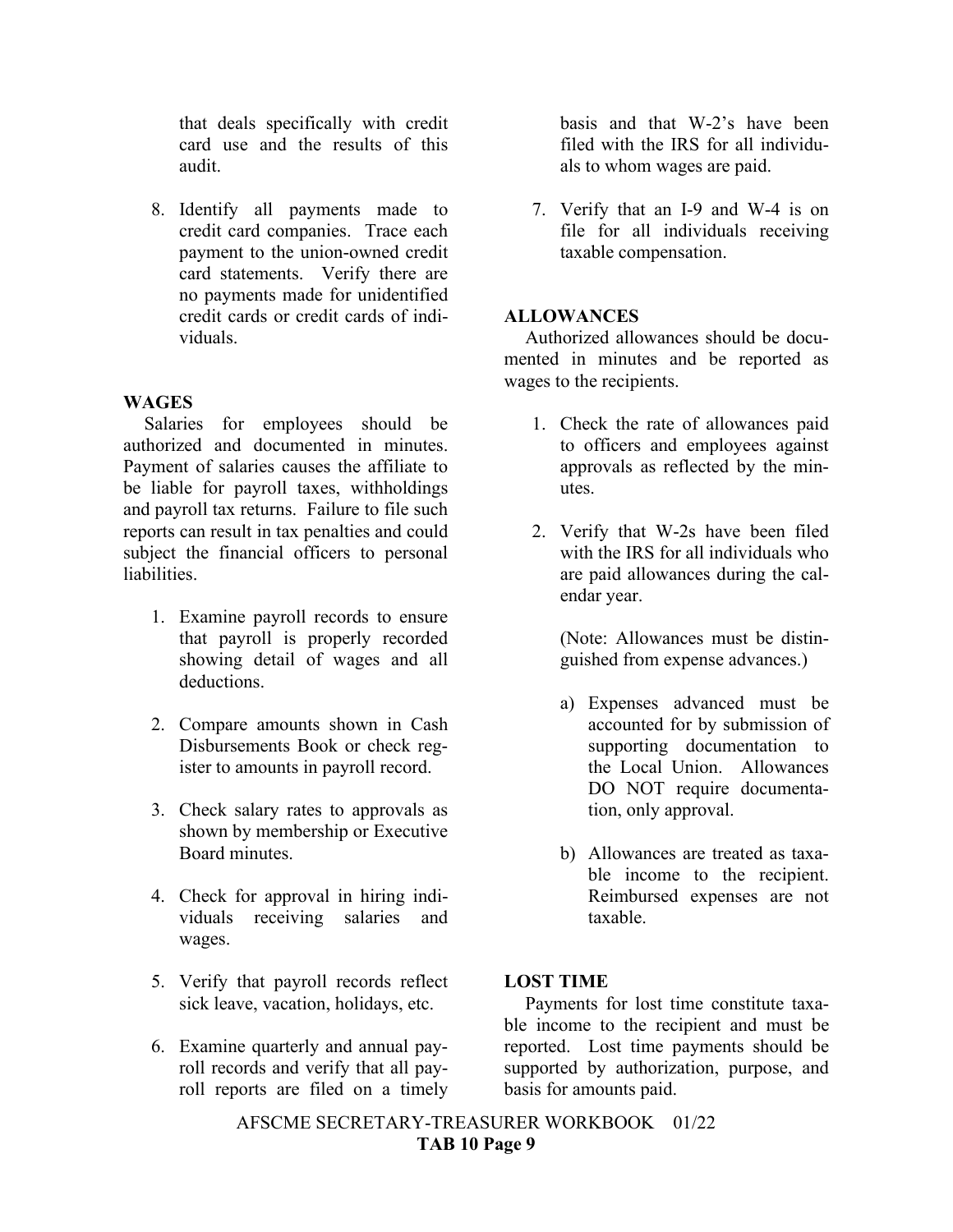that deals specifically with credit card use and the results of this audit.

8. Identify all payments made to credit card companies. Trace each payment to the union-owned credit card statements. Verify there are no payments made for unidentified credit cards or credit cards of individuals.

**WAGES**

Salaries for employees should be authorized and documented in minutes. Payment of salaries causes the affiliate to be liable for payroll taxes, withholdings and payroll tax returns. Failure to file such reports can result in tax penalties and could subject the financial officers to personal liabilities.

1. Examine payroll records to ensure that payroll is properly recorded showing detail of wages and all deductions.

2. Compare amounts shown in Cash Disbursements Book or check register to amounts in payroll record.

3. Check salary rates to approvals as shown by membership or Executive Board minutes.

4. Check for approval in hiring individuals receiving salaries and wages.

5. Verify that payroll records reflect sick leave, vacation, holidays, etc.

6. Examine quarterly and annual payroll records and verify that all payroll reports are filed on a timely basis and that W-2's have been filed with the IRS for all individuals to whom wages are paid.

7. Verify that an I-9 and W-4 is on file for all individuals receiving taxable compensation.

**ALLOWANCES**

Authorized allowances should be documented in minutes and be reported as wages to the recipients.

1. Check the rate of allowances paid to officers and employees against approvals as reflected by the minutes.

2. Verify that W-2s have been filed with the IRS for all individuals who are paid allowances during the calendar year.

   (Note: Allowances must be distinguished from expense advances.)

   a) Expenses advanced must be accounted for by submission of supporting documentation to the Local Union. Allowances DO NOT require documentation, only approval.

   b) Allowances are treated as taxable income to the recipient. Reimbursed expenses are not taxable.

**LOST TIME**

Payments for lost time constitute taxable income to the recipient and must be reported. Lost time payments should be supported by authorization, purpose, and basis for amounts paid.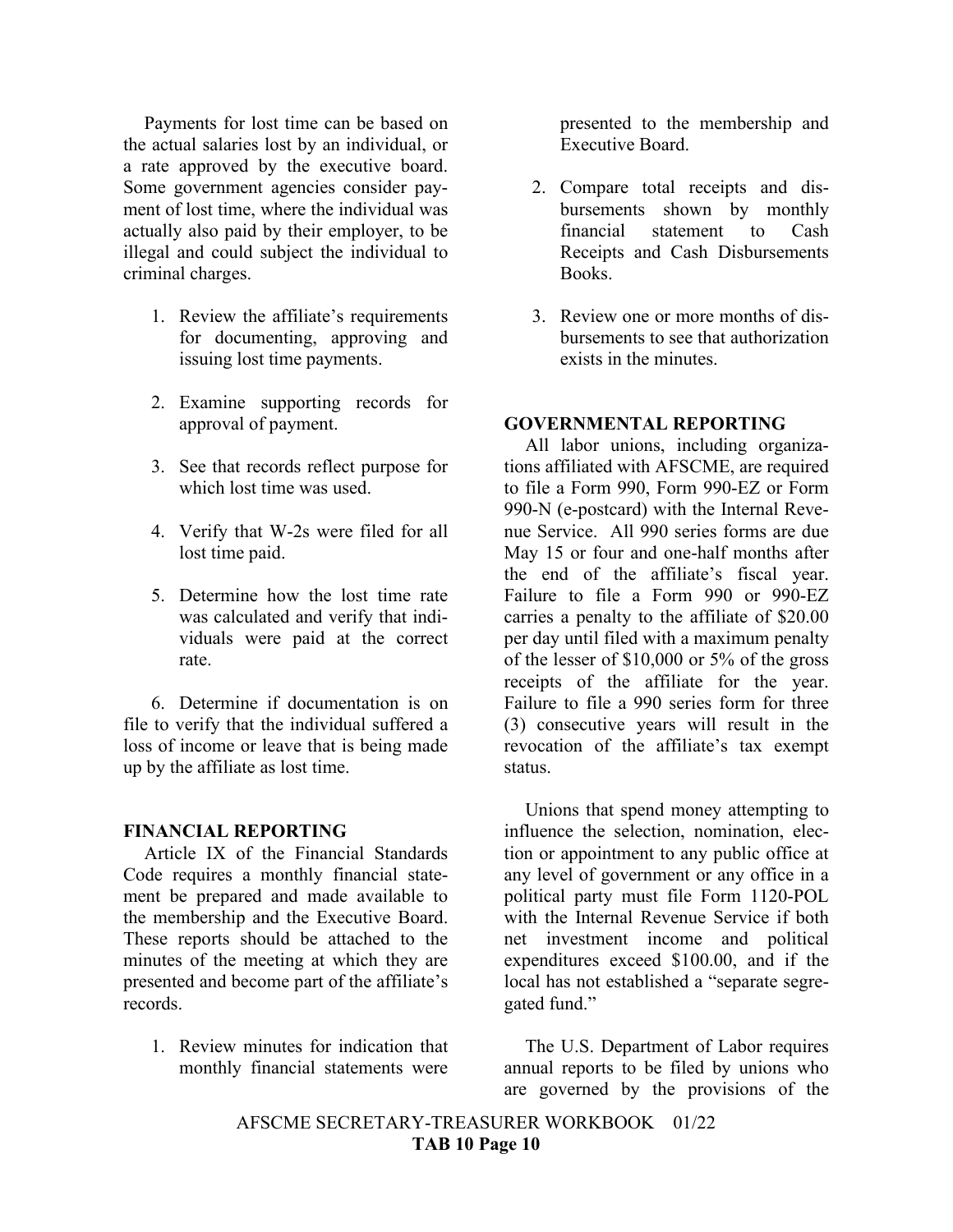Payments for lost time can be based on the actual salaries lost by an individual, or a rate approved by the executive board. Some government agencies consider payment of lost time, where the individual was actually also paid by their employer, to be illegal and could subject the individual to criminal charges.

1. Review the affiliate's requirements for documenting, approving and issuing lost time payments.

2. Examine supporting records for approval of payment.

3. See that records reflect purpose for which lost time was used.

4. Verify that W-2s were filed for all lost time paid.

5. Determine how the lost time rate was calculated and verify that individuals were paid at the correct rate.

6. Determine if documentation is on file to verify that the individual suffered a loss of income or leave that is being made up by the affiliate as lost time.

**FINANCIAL REPORTING**

Article IX of the Financial Standards Code requires a monthly financial statement be prepared and made available to the membership and the Executive Board. These reports should be attached to the minutes of the meeting at which they are presented and become part of the affiliate's records.

1. Review minutes for indication that monthly financial statements were presented to the membership and Executive Board.

2. Compare total receipts and disbursements shown by monthly financial statement to Cash Receipts and Cash Disbursements Books.

3. Review one or more months of disbursements to see that authorization exists in the minutes.

**GOVERNMENTAL REPORTING**

All labor unions, including organizations affiliated with AFSCME, are required to file a Form 990, Form 990-EZ or Form 990-N (e-postcard) with the Internal Revenue Service. All 990 series forms are due May 15 or four and one-half months after the end of the affiliate's fiscal year. Failure to file a Form 990 or 990-EZ carries a penalty to the affiliate of $20.00 per day until filed with a maximum penalty of the lesser of $10,000 or 5% of the gross receipts of the affiliate for the year. Failure to file a 990 series form for three (3) consecutive years will result in the revocation of the affiliate's tax exempt status.

Unions that spend money attempting to influence the selection, nomination, election or appointment to any public office at any level of government or any office in a political party must file Form 1120-POL with the Internal Revenue Service if both net investment income and political expenditures exceed $100.00, and if the local has not established a "separate segregated fund."

The U.S. Department of Labor requires annual reports to be filed by unions who are governed by the provisions of the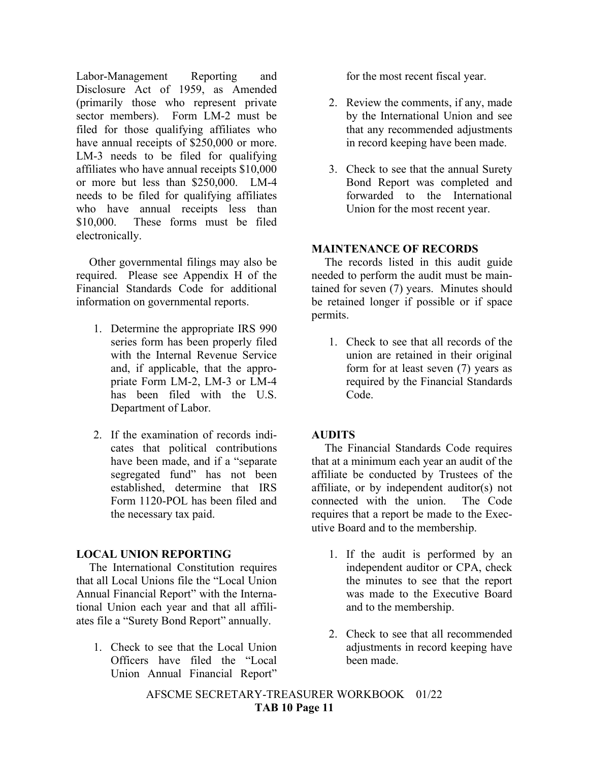Labor-Management Reporting and Disclosure Act of 1959, as Amended (primarily those who represent private sector members). Form LM-2 must be filed for those qualifying affiliates who have annual receipts of $250,000 or more. LM-3 needs to be filed for qualifying affiliates who have annual receipts $10,000 or more but less than $250,000. LM-4 needs to be filed for qualifying affiliates who have annual receipts less than $10,000. These forms must be filed electronically.

Other governmental filings may also be required. Please see Appendix H of the Financial Standards Code for additional information on governmental reports.

1. Determine the appropriate IRS 990 series form has been properly filed with the Internal Revenue Service and, if applicable, that the appropriate Form LM-2, LM-3 or LM-4 has been filed with the U.S. Department of Labor.

2. If the examination of records indicates that political contributions have been made, and if a "separate segregated fund" has not been established, determine that IRS Form 1120-POL has been filed and the necessary tax paid.

**LOCAL UNION REPORTING**

The International Constitution requires that all Local Unions file the "Local Union Annual Financial Report" with the International Union each year and that all affiliates file a "Surety Bond Report" annually.

1. Check to see that the Local Union Officers have filed the "Local Union Annual Financial Report" for the most recent fiscal year.

2. Review the comments, if any, made by the International Union and see that any recommended adjustments in record keeping have been made.

3. Check to see that the annual Surety Bond Report was completed and forwarded to the International Union for the most recent year.

**MAINTENANCE OF RECORDS**

The records listed in this audit guide needed to perform the audit must be maintained for seven (7) years. Minutes should be retained longer if possible or if space permits.

1. Check to see that all records of the union are retained in their original form for at least seven (7) years as required by the Financial Standards Code.

**AUDITS**

The Financial Standards Code requires that at a minimum each year an audit of the affiliate be conducted by Trustees of the affiliate, or by independent auditor(s) not connected with the union. The Code requires that a report be made to the Executive Board and to the membership.

1. If the audit is performed by an independent auditor or CPA, check the minutes to see that the report was made to the Executive Board and to the membership.

2. Check to see that all recommended adjustments in record keeping have been made.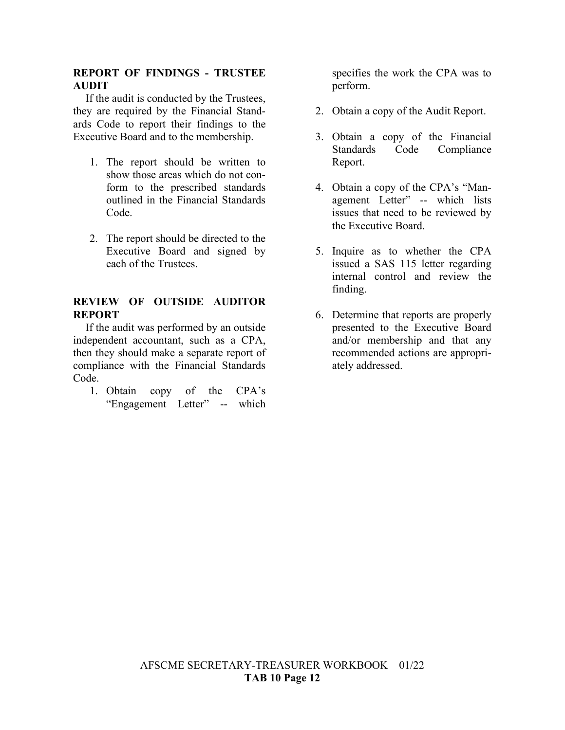## REPORT OF FINDINGS - TRUSTEE AUDIT

If the audit is conducted by the Trustees, they are required by the Financial Standards Code to report their findings to the Executive Board and to the membership.

1. The report should be written to show those areas which do not conform to the prescribed standards outlined in the Financial Standards Code.

2. The report should be directed to the Executive Board and signed by each of the Trustees.

## REVIEW OF OUTSIDE AUDITOR REPORT

If the audit was performed by an outside independent accountant, such as a CPA, then they should make a separate report of compliance with the Financial Standards Code.

1. Obtain copy of the CPA's "Engagement Letter" -- which specifies the work the CPA was to perform.

2. Obtain a copy of the Audit Report.

3. Obtain a copy of the Financial Standards Code Compliance Report.

4. Obtain a copy of the CPA's "Management Letter" -- which lists issues that need to be reviewed by the Executive Board.

5. Inquire as to whether the CPA issued a SAS 115 letter regarding internal control and review the finding.

6. Determine that reports are properly presented to the Executive Board and/or membership and that any recommended actions are appropriately addressed.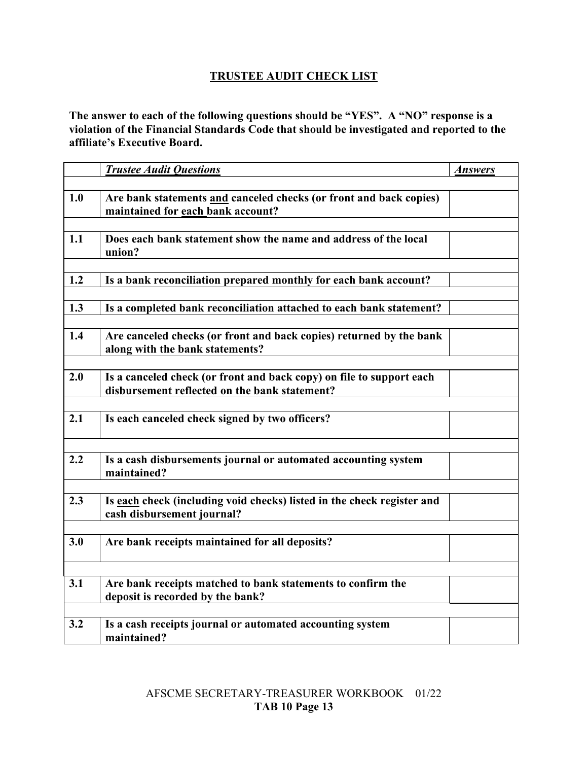## TRUSTEE AUDIT CHECK LIST

**The answer to each of the following questions should be "YES". A "NO" response is a violation of the Financial Standards Code that should be investigated and reported to the affiliate's Executive Board.**

| | ***Trustee Audit Questions*** | ***Answers*** |
|---|---|---|
| **1.0** | **Are bank statements and canceled checks (or front and back copies) maintained for each bank account?** | |
| **1.1** | **Does each bank statement show the name and address of the local union?** | |
| **1.2** | **Is a bank reconciliation prepared monthly for each bank account?** | |
| **1.3** | **Is a completed bank reconciliation attached to each bank statement?** | |
| **1.4** | **Are canceled checks (or front and back copies) returned by the bank along with the bank statements?** | |
| **2.0** | **Is a canceled check (or front and back copy) on file to support each disbursement reflected on the bank statement?** | |
| **2.1** | **Is each canceled check signed by two officers?** | |
| **2.2** | **Is a cash disbursements journal or automated accounting system maintained?** | |
| **2.3** | **Is each check (including void checks) listed in the check register and cash disbursement journal?** | |
| **3.0** | **Are bank receipts maintained for all deposits?** | |
| **3.1** | **Are bank receipts matched to bank statements to confirm the deposit is recorded by the bank?** | |
| **3.2** | **Is a cash receipts journal or automated accounting system maintained?** | |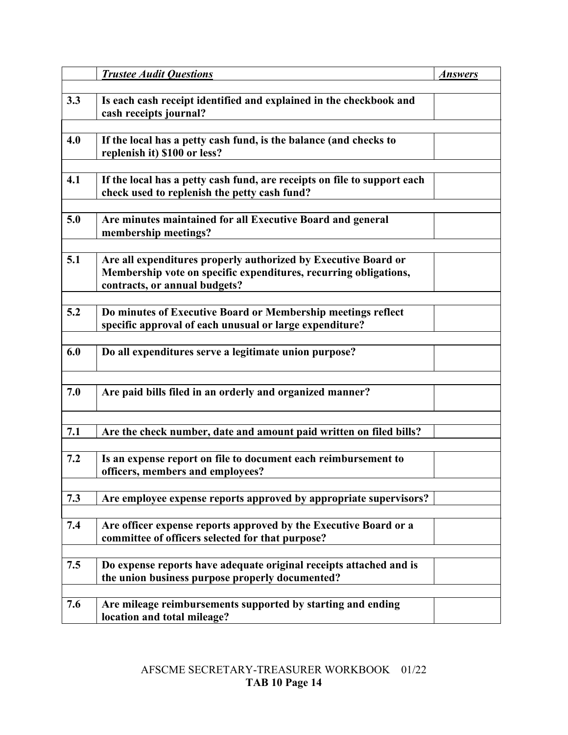| | ***Trustee Audit Questions*** | ***Answers*** |
|---|---|---|
| **3.3** | **Is each cash receipt identified and explained in the checkbook and cash receipts journal?** | |
| **4.0** | **If the local has a petty cash fund, is the balance (and checks to replenish it) $100 or less?** | |
| **4.1** | **If the local has a petty cash fund, are receipts on file to support each check used to replenish the petty cash fund?** | |
| **5.0** | **Are minutes maintained for all Executive Board and general membership meetings?** | |
| **5.1** | **Are all expenditures properly authorized by Executive Board or Membership vote on specific expenditures, recurring obligations, contracts, or annual budgets?** | |
| **5.2** | **Do minutes of Executive Board or Membership meetings reflect specific approval of each unusual or large expenditure?** | |
| **6.0** | **Do all expenditures serve a legitimate union purpose?** | |
| **7.0** | **Are paid bills filed in an orderly and organized manner?** | |
| **7.1** | **Are the check number, date and amount paid written on filed bills?** | |
| **7.2** | **Is an expense report on file to document each reimbursement to officers, members and employees?** | |
| **7.3** | **Are employee expense reports approved by appropriate supervisors?** | |
| **7.4** | **Are officer expense reports approved by the Executive Board or a committee of officers selected for that purpose?** | |
| **7.5** | **Do expense reports have adequate original receipts attached and is the union business purpose properly documented?** | |
| **7.6** | **Are mileage reimbursements supported by starting and ending location and total mileage?** | |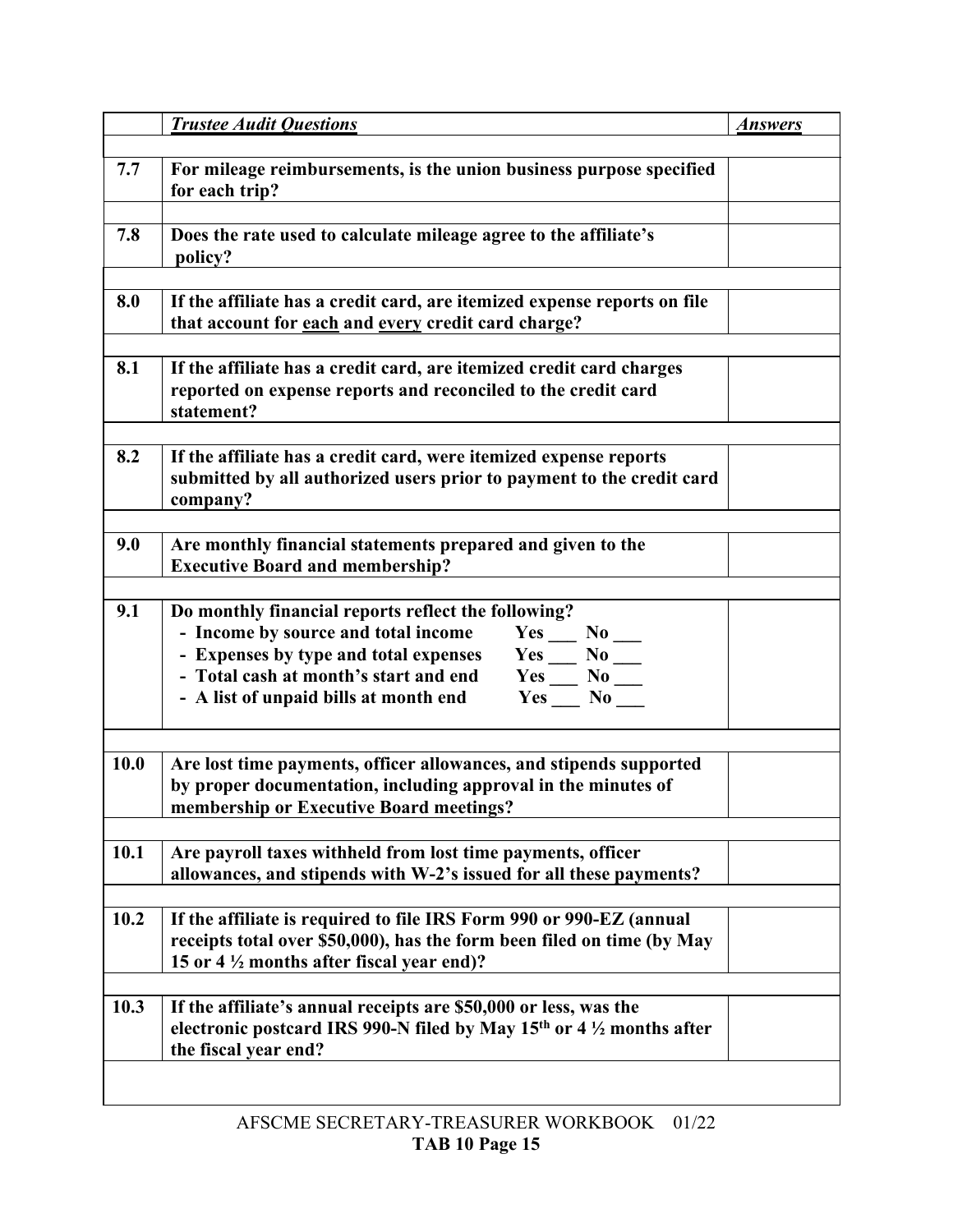| | ***Trustee Audit Questions*** | ***Answers*** |
|---|---|---|
| **7.7** | **For mileage reimbursements, is the union business purpose specified for each trip?** | |
| **7.8** | **Does the rate used to calculate mileage agree to the affiliate's policy?** | |
| **8.0** | **If the affiliate has a credit card, are itemized expense reports on file that account for <u>each</u> and <u>every</u> credit card charge?** | |
| **8.1** | **If the affiliate has a credit card, are itemized credit card charges reported on expense reports and reconciled to the credit card statement?** | |
| **8.2** | **If the affiliate has a credit card, were itemized expense reports submitted by all authorized users prior to payment to the credit card company?** | |
| **9.0** | **Are monthly financial statements prepared and given to the Executive Board and membership?** | |
| **9.1** | **Do monthly financial reports reflect the following?**<br>**- Income by source and total income Yes ___ No ___**<br>**- Expenses by type and total expenses Yes ___ No ___**<br>**- Total cash at month's start and end Yes ___ No ___**<br>**- A list of unpaid bills at month end Yes ___ No ___** | |
| **10.0** | **Are lost time payments, officer allowances, and stipends supported by proper documentation, including approval in the minutes of membership or Executive Board meetings?** | |
| **10.1** | **Are payroll taxes withheld from lost time payments, officer allowances, and stipends with W-2's issued for all these payments?** | |
| **10.2** | **If the affiliate is required to file IRS Form 990 or 990-EZ (annual receipts total over $50,000), has the form been filed on time (by May 15 or 4 ½ months after fiscal year end)?** | |
| **10.3** | **If the affiliate's annual receipts are $50,000 or less, was the electronic postcard IRS 990-N filed by May 15th or 4 ½ months after the fiscal year end?** | |

AFSCME SECRETARY-TREASURER WORKBOOK 01/22
**TAB 10 Page 15**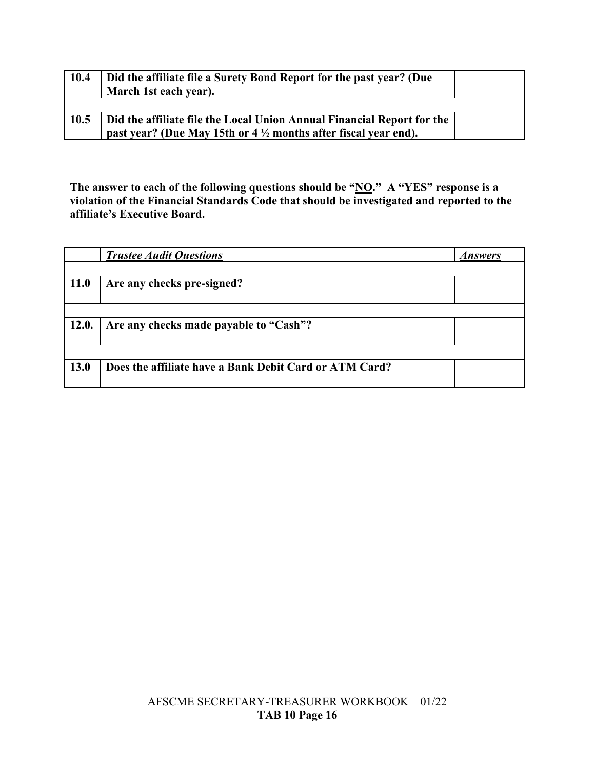| | | |
|---|---|---|
| **10.4** | **Did the affiliate file a Surety Bond Report for the past year? (Due March 1st each year).** | |
| | | |
| **10.5** | **Did the affiliate file the Local Union Annual Financial Report for the past year? (Due May 15th or 4 ½ months after fiscal year end).** | |

**The answer to each of the following questions should be "NO." A "YES" response is a violation of the Financial Standards Code that should be investigated and reported to the affiliate's Executive Board.**

| | ***Trustee Audit Questions*** | ***Answers*** |
|---|---|---|
| | | |
| **11.0** | **Are any checks pre-signed?** | |
| | | |
| **12.0.** | **Are any checks made payable to "Cash"?** | |
| | | |
| **13.0** | **Does the affiliate have a Bank Debit Card or ATM Card?** | |

AFSCME SECRETARY-TREASURER WORKBOOK 01/22
**TAB 10 Page 16**